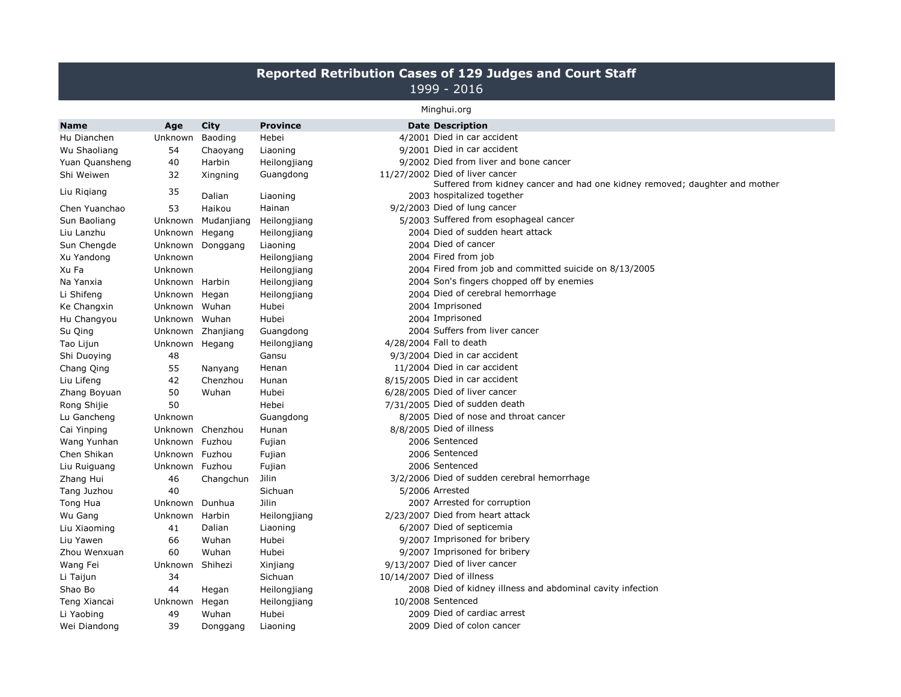# Reported Retribution Cases of 129 Judges and Court Staff

1999 - 2016

Minghui.org

| Name | Age | City | Province | Date | Description |
|---|---|---|---|---|---|
| Hu Dianchen | Unknown | Baoding | Hebei | 4/2001 | Died in car accident |
| Wu Shaoliang | 54 | Chaoyang | Liaoning | 9/2001 | Died in car accident |
| Yuan Quansheng | 40 | Harbin | Heilongjiang | 9/2002 | Died from liver and bone cancer |
| Shi Weiwen | 32 | Xingning | Guangdong | 11/27/2002 | Died of liver cancer |
| Liu Riqiang | 35 | Dalian | Liaoning | 2003 | Suffered from kidney cancer and had one kidney removed; daughter and mother hospitalized together |
| Chen Yuanchao | 53 | Haikou | Hainan | 9/2/2003 | Died of lung cancer |
| Sun Baoliang | Unknown | Mudanjiang | Heilongjiang | 5/2003 | Suffered from esophageal cancer |
| Liu Lanzhu | Unknown | Hegang | Heilongjiang | 2004 | Died of sudden heart attack |
| Sun Chengde | Unknown | Donggang | Liaoning | 2004 | Died of cancer |
| Xu Yandong | Unknown | | Heilongjiang | 2004 | Fired from job |
| Xu Fa | Unknown | | Heilongjiang | 2004 | Fired from job and committed suicide on 8/13/2005 |
| Na Yanxia | Unknown | Harbin | Heilongjiang | 2004 | Son's fingers chopped off by enemies |
| Li Shifeng | Unknown | Hegan | Heilongjiang | 2004 | Died of cerebral hemorrhage |
| Ke Changxin | Unknown | Wuhan | Hubei | 2004 | Imprisoned |
| Hu Changyou | Unknown | Wuhan | Hubei | 2004 | Imprisoned |
| Su Qing | Unknown | Zhanjiang | Guangdong | 2004 | Suffers from liver cancer |
| Tao Lijun | Unknown | Hegang | Heilongjiang | 4/28/2004 | Fall to death |
| Shi Duoying | 48 | | Gansu | 9/3/2004 | Died in car accident |
| Chang Qing | 55 | Nanyang | Henan | 11/2004 | Died in car accident |
| Liu Lifeng | 42 | Chenzhou | Hunan | 8/15/2005 | Died in car accident |
| Zhang Boyuan | 50 | Wuhan | Hubei | 6/28/2005 | Died of liver cancer |
| Rong Shijie | 50 | | Hebei | 7/31/2005 | Died of sudden death |
| Lu Gancheng | Unknown | | Guangdong | 8/2005 | Died of nose and throat cancer |
| Cai Yinping | Unknown | Chenzhou | Hunan | 8/8/2005 | Died of illness |
| Wang Yunhan | Unknown | Fuzhou | Fujian | 2006 | Sentenced |
| Chen Shikan | Unknown | Fuzhou | Fujian | 2006 | Sentenced |
| Liu Ruiguang | Unknown | Fuzhou | Fujian | 2006 | Sentenced |
| Zhang Hui | 46 | Changchun | Jilin | 3/2/2006 | Died of sudden cerebral hemorrhage |
| Tang Juzhou | 40 | | Sichuan | 5/2006 | Arrested |
| Tong Hua | Unknown | Dunhua | Jilin | 2007 | Arrested for corruption |
| Wu Gang | Unknown | Harbin | Heilongjiang | 2/23/2007 | Died from heart attack |
| Liu Xiaoming | 41 | Dalian | Liaoning | 6/2007 | Died of septicemia |
| Liu Yawen | 66 | Wuhan | Hubei | 9/2007 | Imprisoned for bribery |
| Zhou Wenxuan | 60 | Wuhan | Hubei | 9/2007 | Imprisoned for bribery |
| Wang Fei | Unknown | Shihezi | Xinjiang | 9/13/2007 | Died of liver cancer |
| Li Taijun | 34 | | Sichuan | 10/14/2007 | Died of illness |
| Shao Bo | 44 | Hegan | Heilongjiang | 2008 | Died of kidney illness and abdominal cavity infection |
| Teng Xiancai | Unknown | Hegan | Heilongjiang | 10/2008 | Sentenced |
| Li Yaobing | 49 | Wuhan | Hubei | 2009 | Died of cardiac arrest |
| Wei Diandong | 39 | Donggang | Liaoning | 2009 | Died of colon cancer |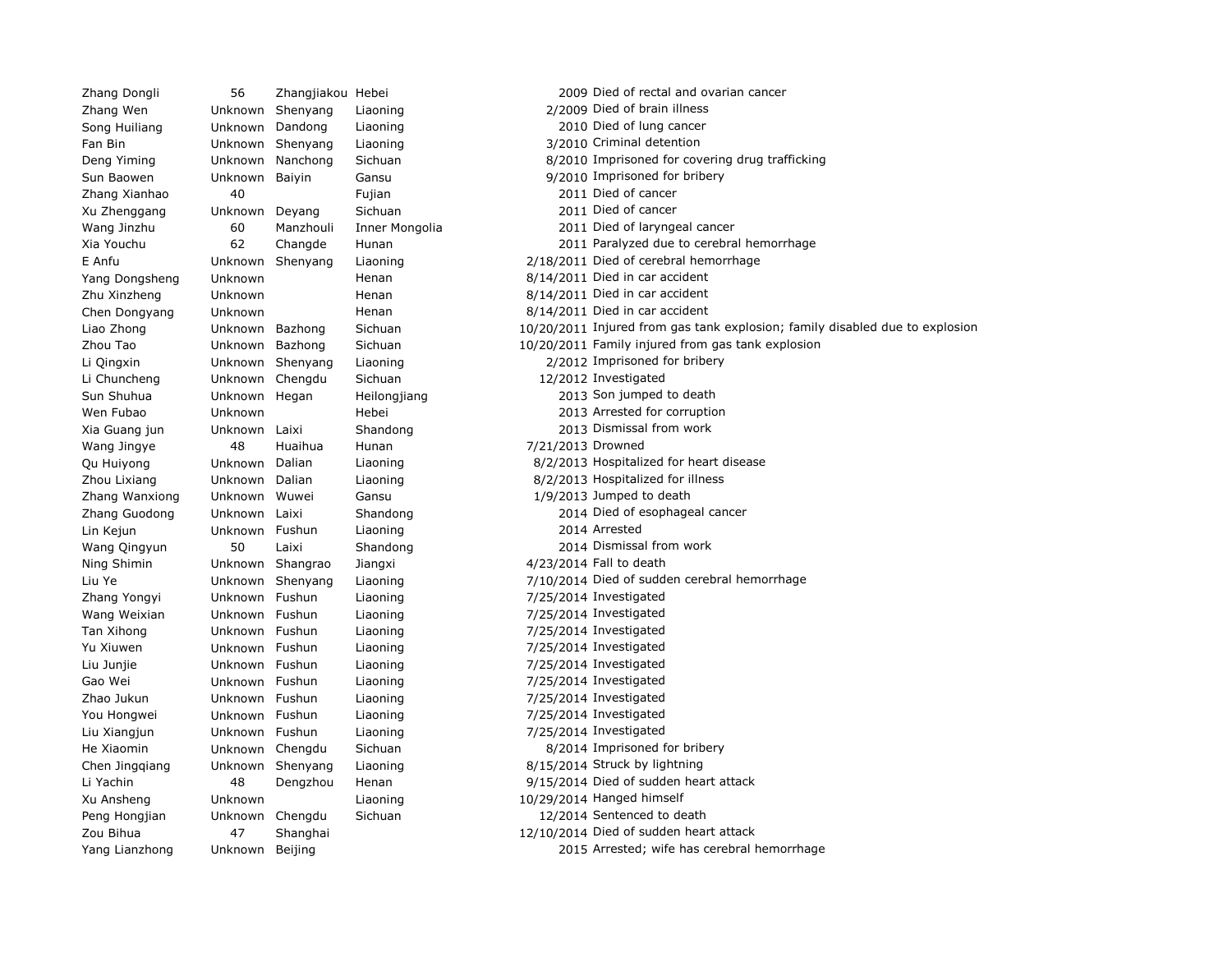| | | | | | |
|---|---|---|---|---|---|
| Zhang Dongli | 56 | Zhangjiakou | Hebei | 2009 | Died of rectal and ovarian cancer |
| Zhang Wen | Unknown | Shenyang | Liaoning | 2/2009 | Died of brain illness |
| Song Huiliang | Unknown | Dandong | Liaoning | 2010 | Died of lung cancer |
| Fan Bin | Unknown | Shenyang | Liaoning | 3/2010 | Criminal detention |
| Deng Yiming | Unknown | Nanchong | Sichuan | 8/2010 | Imprisoned for covering drug trafficking |
| Sun Baowen | Unknown | Baiyin | Gansu | 9/2010 | Imprisoned for bribery |
| Zhang Xianhao | 40 | | Fujian | 2011 | Died of cancer |
| Xu Zhenggang | Unknown | Deyang | Sichuan | 2011 | Died of cancer |
| Wang Jinzhu | 60 | Manzhouli | Inner Mongolia | 2011 | Died of laryngeal cancer |
| Xia Youchu | 62 | Changde | Hunan | 2011 | Paralyzed due to cerebral hemorrhage |
| E Anfu | Unknown | Shenyang | Liaoning | 2/18/2011 | Died of cerebral hemorrhage |
| Yang Dongsheng | Unknown | | Henan | 8/14/2011 | Died in car accident |
| Zhu Xinzheng | Unknown | | Henan | 8/14/2011 | Died in car accident |
| Chen Dongyang | Unknown | | Henan | 8/14/2011 | Died in car accident |
| Liao Zhong | Unknown | Bazhong | Sichuan | 10/20/2011 | Injured from gas tank explosion; family disabled due to explosion |
| Zhou Tao | Unknown | Bazhong | Sichuan | 10/20/2011 | Family injured from gas tank explosion |
| Li Qingxin | Unknown | Shenyang | Liaoning | 2/2012 | Imprisoned for bribery |
| Li Chuncheng | Unknown | Chengdu | Sichuan | 12/2012 | Investigated |
| Sun Shuhua | Unknown | Hegan | Heilongjiang | 2013 | Son jumped to death |
| Wen Fubao | Unknown | | Hebei | 2013 | Arrested for corruption |
| Xia Guang jun | Unknown | Laixi | Shandong | 2013 | Dismissal from work |
| Wang Jingye | 48 | Huaihua | Hunan | 7/21/2013 | Drowned |
| Qu Huiyong | Unknown | Dalian | Liaoning | 8/2/2013 | Hospitalized for heart disease |
| Zhou Lixiang | Unknown | Dalian | Liaoning | 8/2/2013 | Hospitalized for illness |
| Zhang Wanxiong | Unknown | Wuwei | Gansu | 1/9/2013 | Jumped to death |
| Zhang Guodong | Unknown | Laixi | Shandong | 2014 | Died of esophageal cancer |
| Lin Kejun | Unknown | Fushun | Liaoning | 2014 | Arrested |
| Wang Qingyun | 50 | Laixi | Shandong | 2014 | Dismissal from work |
| Ning Shimin | Unknown | Shangrao | Jiangxi | 4/23/2014 | Fall to death |
| Liu Ye | Unknown | Shenyang | Liaoning | 7/10/2014 | Died of sudden cerebral hemorrhage |
| Zhang Yongyi | Unknown | Fushun | Liaoning | 7/25/2014 | Investigated |
| Wang Weixian | Unknown | Fushun | Liaoning | 7/25/2014 | Investigated |
| Tan Xihong | Unknown | Fushun | Liaoning | 7/25/2014 | Investigated |
| Yu Xiuwen | Unknown | Fushun | Liaoning | 7/25/2014 | Investigated |
| Liu Junjie | Unknown | Fushun | Liaoning | 7/25/2014 | Investigated |
| Gao Wei | Unknown | Fushun | Liaoning | 7/25/2014 | Investigated |
| Zhao Jukun | Unknown | Fushun | Liaoning | 7/25/2014 | Investigated |
| You Hongwei | Unknown | Fushun | Liaoning | 7/25/2014 | Investigated |
| Liu Xiangjun | Unknown | Fushun | Liaoning | 7/25/2014 | Investigated |
| He Xiaomin | Unknown | Chengdu | Sichuan | 8/2014 | Imprisoned for bribery |
| Chen Jingqiang | Unknown | Shenyang | Liaoning | 8/15/2014 | Struck by lightning |
| Li Yachin | 48 | Dengzhou | Henan | 9/15/2014 | Died of sudden heart attack |
| Xu Ansheng | Unknown | | Liaoning | 10/29/2014 | Hanged himself |
| Peng Hongjian | Unknown | Chengdu | Sichuan | 12/2014 | Sentenced to death |
| Zou Bihua | 47 | Shanghai | | 12/10/2014 | Died of sudden heart attack |
| Yang Lianzhong | Unknown | Beijing | | 2015 | Arrested; wife has cerebral hemorrhage |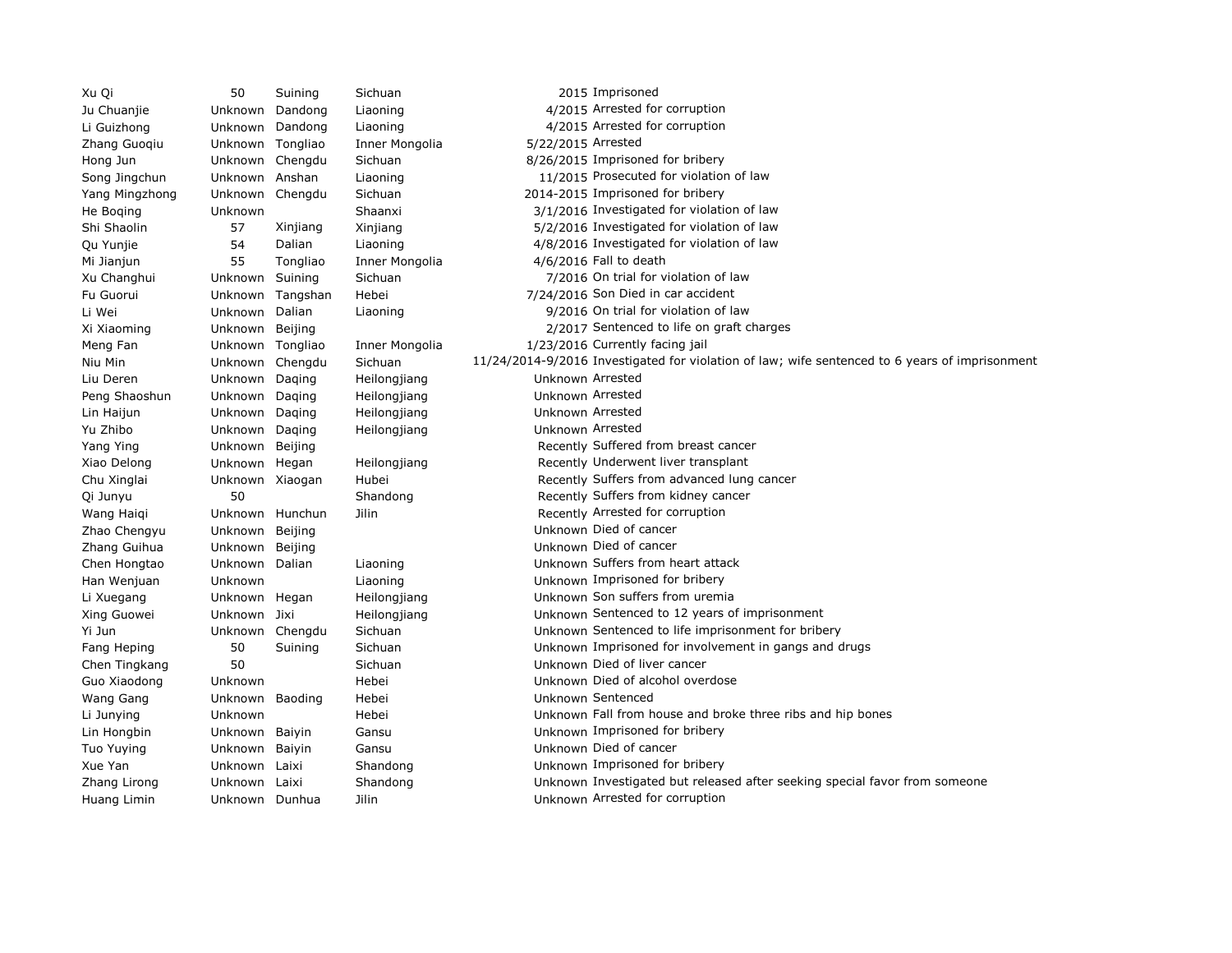| | | | | | |
|---|---|---|---|---|---|
| Xu Qi | 50 | Suining | Sichuan | 2015 | Imprisoned |
| Ju Chuanjie | Unknown | Dandong | Liaoning | 4/2015 | Arrested for corruption |
| Li Guizhong | Unknown | Dandong | Liaoning | 4/2015 | Arrested for corruption |
| Zhang Guoqiu | Unknown | Tongliao | Inner Mongolia | 5/22/2015 | Arrested |
| Hong Jun | Unknown | Chengdu | Sichuan | 8/26/2015 | Imprisoned for bribery |
| Song Jingchun | Unknown | Anshan | Liaoning | 11/2015 | Prosecuted for violation of law |
| Yang Mingzhong | Unknown | Chengdu | Sichuan | 2014-2015 | Imprisoned for bribery |
| He Boqing | Unknown | | Shaanxi | 3/1/2016 | Investigated for violation of law |
| Shi Shaolin | 57 | Xinjiang | Xinjiang | 5/2/2016 | Investigated for violation of law |
| Qu Yunjie | 54 | Dalian | Liaoning | 4/8/2016 | Investigated for violation of law |
| Mi Jianjun | 55 | Tongliao | Inner Mongolia | 4/6/2016 | Fall to death |
| Xu Changhui | Unknown | Suining | Sichuan | 7/2016 | On trial for violation of law |
| Fu Guorui | Unknown | Tangshan | Hebei | 7/24/2016 | Son Died in car accident |
| Li Wei | Unknown | Dalian | Liaoning | 9/2016 | On trial for violation of law |
| Xi Xiaoming | Unknown | Beijing | | 2/2017 | Sentenced to life on graft charges |
| Meng Fan | Unknown | Tongliao | Inner Mongolia | 1/23/2016 | Currently facing jail |
| Niu Min | Unknown | Chengdu | Sichuan | 11/24/2014-9/2016 | Investigated for violation of law; wife sentenced to 6 years of imprisonment |
| Liu Deren | Unknown | Daqing | Heilongjiang | Unknown | Arrested |
| Peng Shaoshun | Unknown | Daqing | Heilongjiang | Unknown | Arrested |
| Lin Haijun | Unknown | Daqing | Heilongjiang | Unknown | Arrested |
| Yu Zhibo | Unknown | Daqing | Heilongjiang | Unknown | Arrested |
| Yang Ying | Unknown | Beijing | | Recently | Suffered from breast cancer |
| Xiao Delong | Unknown | Hegan | Heilongjiang | Recently | Underwent liver transplant |
| Chu Xinglai | Unknown | Xiaogan | Hubei | Recently | Suffers from advanced lung cancer |
| Qi Junyu | 50 | | Shandong | Recently | Suffers from kidney cancer |
| Wang Haiqi | Unknown | Hunchun | Jilin | Recently | Arrested for corruption |
| Zhao Chengyu | Unknown | Beijing | | Unknown | Died of cancer |
| Zhang Guihua | Unknown | Beijing | | Unknown | Died of cancer |
| Chen Hongtao | Unknown | Dalian | Liaoning | Unknown | Suffers from heart attack |
| Han Wenjuan | Unknown | | Liaoning | Unknown | Imprisoned for bribery |
| Li Xuegang | Unknown | Hegan | Heilongjiang | Unknown | Son suffers from uremia |
| Xing Guowei | Unknown | Jixi | Heilongjiang | Unknown | Sentenced to 12 years of imprisonment |
| Yi Jun | Unknown | Chengdu | Sichuan | Unknown | Sentenced to life imprisonment for bribery |
| Fang Heping | 50 | Suining | Sichuan | Unknown | Imprisoned for involvement in gangs and drugs |
| Chen Tingkang | 50 | | Sichuan | Unknown | Died of liver cancer |
| Guo Xiaodong | Unknown | | Hebei | Unknown | Died of alcohol overdose |
| Wang Gang | Unknown | Baoding | Hebei | Unknown | Sentenced |
| Li Junying | Unknown | | Hebei | Unknown | Fall from house and broke three ribs and hip bones |
| Lin Hongbin | Unknown | Baiyin | Gansu | Unknown | Imprisoned for bribery |
| Tuo Yuying | Unknown | Baiyin | Gansu | Unknown | Died of cancer |
| Xue Yan | Unknown | Laixi | Shandong | Unknown | Imprisoned for bribery |
| Zhang Lirong | Unknown | Laixi | Shandong | Unknown | Investigated but released after seeking special favor from someone |
| Huang Limin | Unknown | Dunhua | Jilin | Unknown | Arrested for corruption |